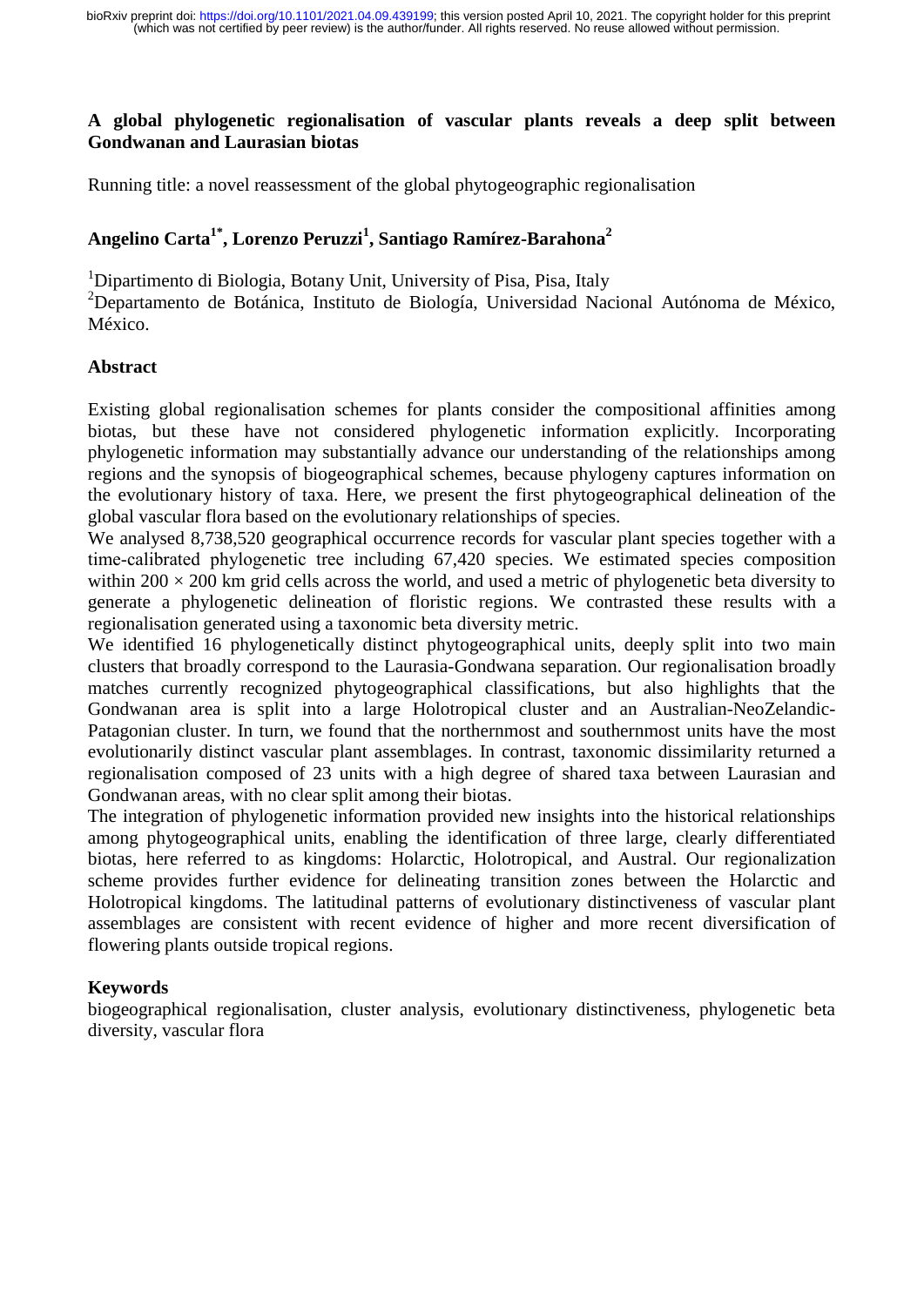# A global phylogenetic regionalisation of vascular plants reveals a deep split between Gondwanan and Laurasian biotas

Running title: a novel reassessment of the global phytogeographic regionalisation

**Angelino Carta[1*], Lorenzo Peruzzi[1], Santiago Ramírez-Barahona[2]**

[1]Dipartimento di Biologia, Botany Unit, University of Pisa, Pisa, Italy
[2]Departamento de Botánica, Instituto de Biología, Universidad Nacional Autónoma de México, México.

## Abstract

Existing global regionalisation schemes for plants consider the compositional affinities among biotas, but these have not considered phylogenetic information explicitly. Incorporating phylogenetic information may substantially advance our understanding of the relationships among regions and the synopsis of biogeographical schemes, because phylogeny captures information on the evolutionary history of taxa. Here, we present the first phytogeographical delineation of the global vascular flora based on the evolutionary relationships of species.

We analysed 8,738,520 geographical occurrence records for vascular plant species together with a time-calibrated phylogenetic tree including 67,420 species. We estimated species composition within 200 × 200 km grid cells across the world, and used a metric of phylogenetic beta diversity to generate a phylogenetic delineation of floristic regions. We contrasted these results with a regionalisation generated using a taxonomic beta diversity metric.

We identified 16 phylogenetically distinct phytogeographical units, deeply split into two main clusters that broadly correspond to the Laurasia-Gondwana separation. Our regionalisation broadly matches currently recognized phytogeographical classifications, but also highlights that the Gondwanan area is split into a large Holotropical cluster and an Australian-NeoZelandic-Patagonian cluster. In turn, we found that the northernmost and southernmost units have the most evolutionarily distinct vascular plant assemblages. In contrast, taxonomic dissimilarity returned a regionalisation composed of 23 units with a high degree of shared taxa between Laurasian and Gondwanan areas, with no clear split among their biotas.

The integration of phylogenetic information provided new insights into the historical relationships among phytogeographical units, enabling the identification of three large, clearly differentiated biotas, here referred to as kingdoms: Holarctic, Holotropical, and Austral. Our regionalization scheme provides further evidence for delineating transition zones between the Holarctic and Holotropical kingdoms. The latitudinal patterns of evolutionary distinctiveness of vascular plant assemblages are consistent with recent evidence of higher and more recent diversification of flowering plants outside tropical regions.

## Keywords

biogeographical regionalisation, cluster analysis, evolutionary distinctiveness, phylogenetic beta diversity, vascular flora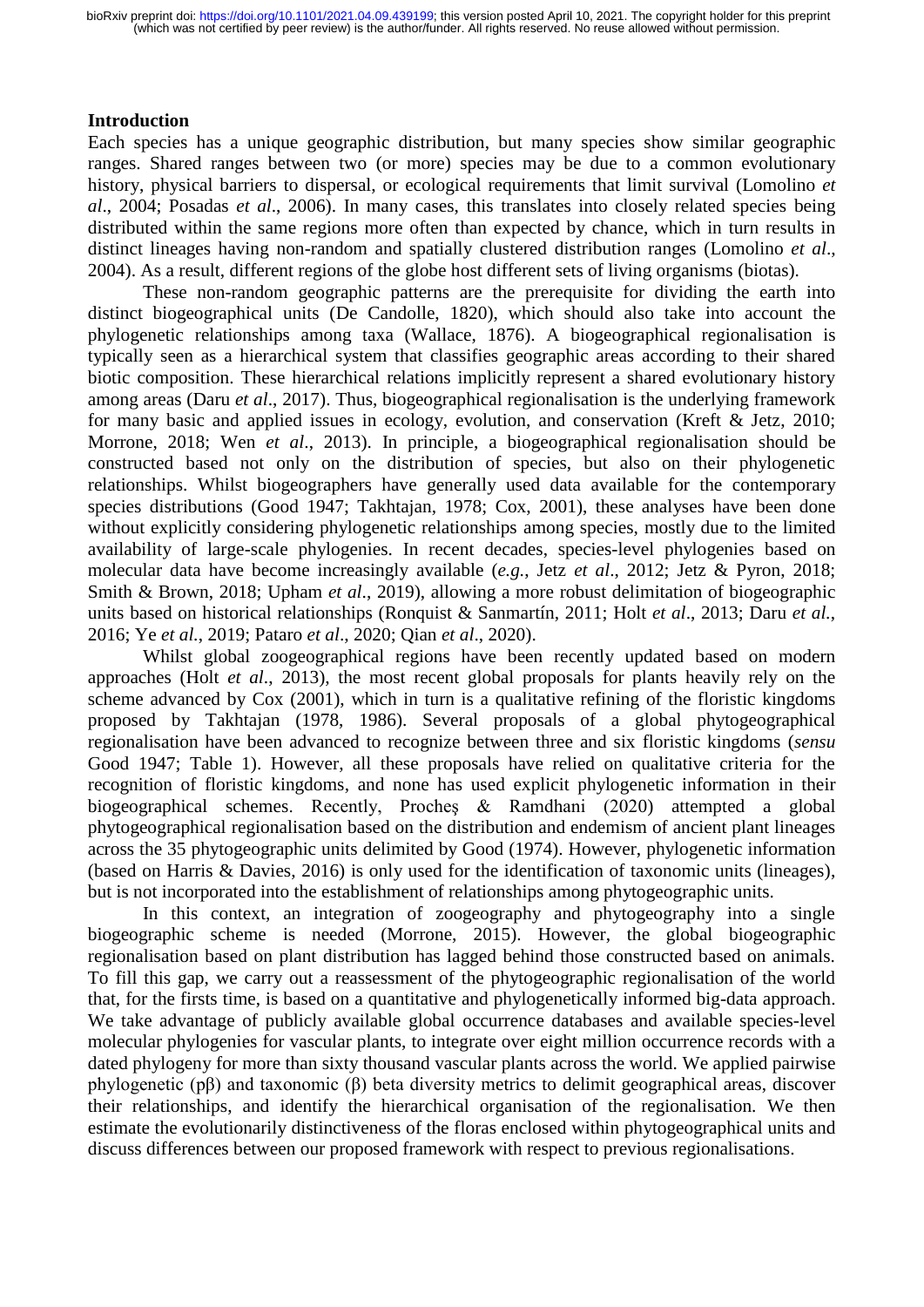## Introduction

Each species has a unique geographic distribution, but many species show similar geographic ranges. Shared ranges between two (or more) species may be due to a common evolutionary history, physical barriers to dispersal, or ecological requirements that limit survival (Lomolino *et al*., 2004; Posadas *et al*., 2006). In many cases, this translates into closely related species being distributed within the same regions more often than expected by chance, which in turn results in distinct lineages having non-random and spatially clustered distribution ranges (Lomolino *et al*., 2004). As a result, different regions of the globe host different sets of living organisms (biotas).

These non-random geographic patterns are the prerequisite for dividing the earth into distinct biogeographical units (De Candolle, 1820), which should also take into account the phylogenetic relationships among taxa (Wallace, 1876). A biogeographical regionalisation is typically seen as a hierarchical system that classifies geographic areas according to their shared biotic composition. These hierarchical relations implicitly represent a shared evolutionary history among areas (Daru *et al*., 2017). Thus, biogeographical regionalisation is the underlying framework for many basic and applied issues in ecology, evolution, and conservation (Kreft & Jetz, 2010; Morrone, 2018; Wen *et al*., 2013). In principle, a biogeographical regionalisation should be constructed based not only on the distribution of species, but also on their phylogenetic relationships. Whilst biogeographers have generally used data available for the contemporary species distributions (Good 1947; Takhtajan, 1978; Cox, 2001), these analyses have been done without explicitly considering phylogenetic relationships among species, mostly due to the limited availability of large-scale phylogenies. In recent decades, species-level phylogenies based on molecular data have become increasingly available (*e.g.*, Jetz *et al*., 2012; Jetz & Pyron, 2018; Smith & Brown, 2018; Upham *et al*., 2019), allowing a more robust delimitation of biogeographic units based on historical relationships (Ronquist & Sanmartín, 2011; Holt *et al*., 2013; Daru *et al.*, 2016; Ye *et al.*, 2019; Pataro *et al*., 2020; Qian *et al*., 2020).

Whilst global zoogeographical regions have been recently updated based on modern approaches (Holt *et al*., 2013), the most recent global proposals for plants heavily rely on the scheme advanced by Cox (2001), which in turn is a qualitative refining of the floristic kingdoms proposed by Takhtajan (1978, 1986). Several proposals of a global phytogeographical regionalisation have been advanced to recognize between three and six floristic kingdoms (*sensu* Good 1947; Table 1). However, all these proposals have relied on qualitative criteria for the recognition of floristic kingdoms, and none has used explicit phylogenetic information in their biogeographical schemes. Recently, Procheş & Ramdhani (2020) attempted a global phytogeographical regionalisation based on the distribution and endemism of ancient plant lineages across the 35 phytogeographic units delimited by Good (1974). However, phylogenetic information (based on Harris & Davies, 2016) is only used for the identification of taxonomic units (lineages), but is not incorporated into the establishment of relationships among phytogeographic units.

In this context, an integration of zoogeography and phytogeography into a single biogeographic scheme is needed (Morrone, 2015). However, the global biogeographic regionalisation based on plant distribution has lagged behind those constructed based on animals. To fill this gap, we carry out a reassessment of the phytogeographic regionalisation of the world that, for the firsts time, is based on a quantitative and phylogenetically informed big-data approach. We take advantage of publicly available global occurrence databases and available species-level molecular phylogenies for vascular plants, to integrate over eight million occurrence records with a dated phylogeny for more than sixty thousand vascular plants across the world. We applied pairwise phylogenetic (pβ) and taxonomic (β) beta diversity metrics to delimit geographical areas, discover their relationships, and identify the hierarchical organisation of the regionalisation. We then estimate the evolutionarily distinctiveness of the floras enclosed within phytogeographical units and discuss differences between our proposed framework with respect to previous regionalisations.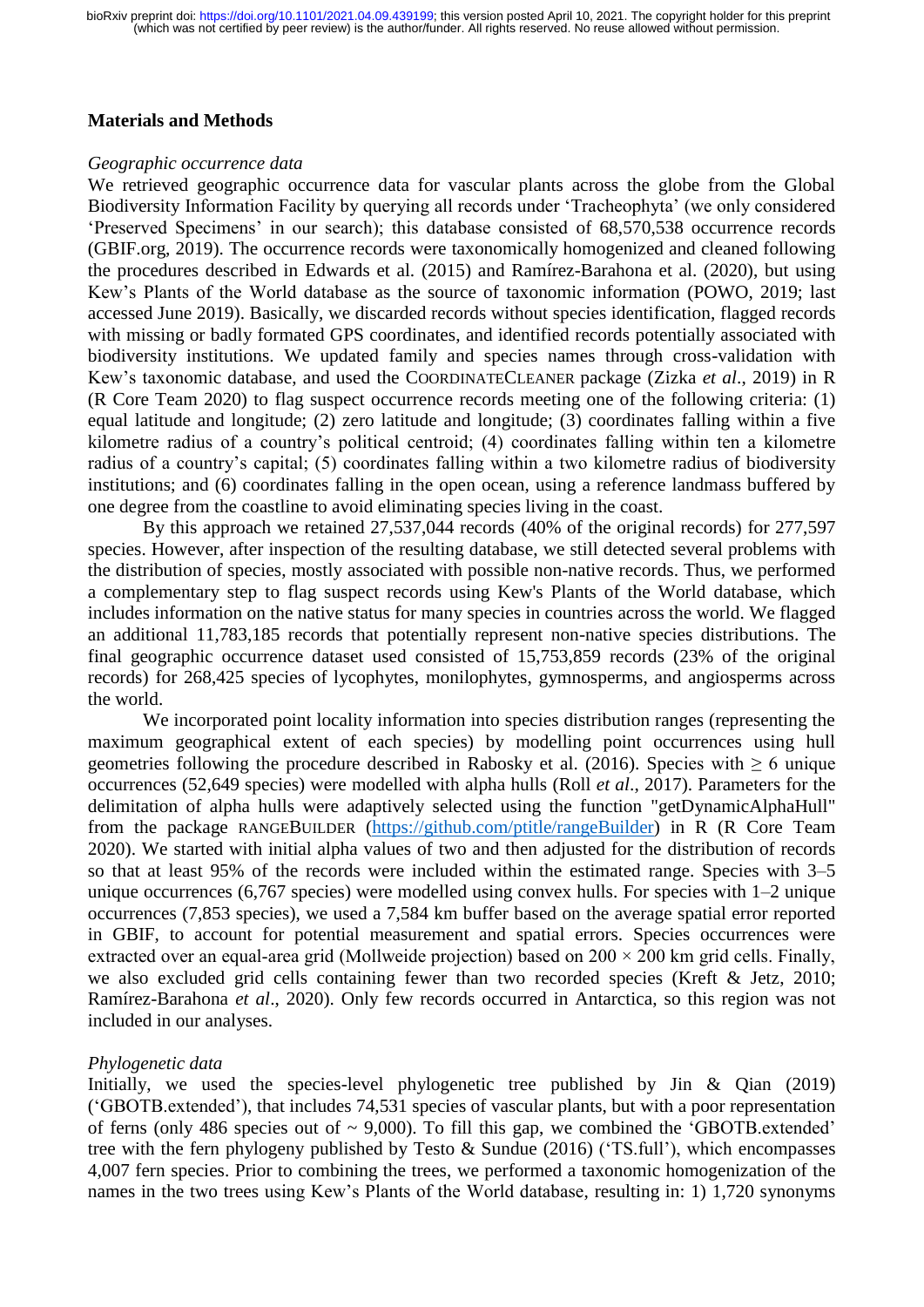## Materials and Methods

*Geographic occurrence data*

We retrieved geographic occurrence data for vascular plants across the globe from the Global Biodiversity Information Facility by querying all records under 'Tracheophyta' (we only considered 'Preserved Specimens' in our search); this database consisted of 68,570,538 occurrence records (GBIF.org, 2019). The occurrence records were taxonomically homogenized and cleaned following the procedures described in Edwards et al. (2015) and Ramírez-Barahona et al. (2020), but using Kew's Plants of the World database as the source of taxonomic information (POWO, 2019; last accessed June 2019). Basically, we discarded records without species identification, flagged records with missing or badly formated GPS coordinates, and identified records potentially associated with biodiversity institutions. We updated family and species names through cross-validation with Kew's taxonomic database, and used the COORDINATECLEANER package (Zizka *et al*., 2019) in R (R Core Team 2020) to flag suspect occurrence records meeting one of the following criteria: (1) equal latitude and longitude; (2) zero latitude and longitude; (3) coordinates falling within a five kilometre radius of a country's political centroid; (4) coordinates falling within ten a kilometre radius of a country's capital; (5) coordinates falling within a two kilometre radius of biodiversity institutions; and (6) coordinates falling in the open ocean, using a reference landmass buffered by one degree from the coastline to avoid eliminating species living in the coast.

By this approach we retained 27,537,044 records (40% of the original records) for 277,597 species. However, after inspection of the resulting database, we still detected several problems with the distribution of species, mostly associated with possible non-native records. Thus, we performed a complementary step to flag suspect records using Kew's Plants of the World database, which includes information on the native status for many species in countries across the world. We flagged an additional 11,783,185 records that potentially represent non-native species distributions. The final geographic occurrence dataset used consisted of 15,753,859 records (23% of the original records) for 268,425 species of lycophytes, monilophytes, gymnosperms, and angiosperms across the world.

We incorporated point locality information into species distribution ranges (representing the maximum geographical extent of each species) by modelling point occurrences using hull geometries following the procedure described in Rabosky et al. (2016). Species with $\geq 6$ unique occurrences (52,649 species) were modelled with alpha hulls (Roll *et al*., 2017). Parameters for the delimitation of alpha hulls were adaptively selected using the function "getDynamicAlphaHull" from the package RANGEBUILDER (https://github.com/ptitle/rangeBuilder) in R (R Core Team 2020). We started with initial alpha values of two and then adjusted for the distribution of records so that at least 95% of the records were included within the estimated range. Species with 3–5 unique occurrences (6,767 species) were modelled using convex hulls. For species with 1–2 unique occurrences (7,853 species), we used a 7,584 km buffer based on the average spatial error reported in GBIF, to account for potential measurement and spatial errors. Species occurrences were extracted over an equal-area grid (Mollweide projection) based on $200 \times 200$ km grid cells. Finally, we also excluded grid cells containing fewer than two recorded species (Kreft & Jetz, 2010; Ramírez-Barahona *et al*., 2020). Only few records occurred in Antarctica, so this region was not included in our analyses.

*Phylogenetic data*

Initially, we used the species-level phylogenetic tree published by Jin & Qian (2019) ('GBOTB.extended'), that includes 74,531 species of vascular plants, but with a poor representation of ferns (only 486 species out of ~ 9,000). To fill this gap, we combined the 'GBOTB.extended' tree with the fern phylogeny published by Testo & Sundue (2016) ('TS.full'), which encompasses 4,007 fern species. Prior to combining the trees, we performed a taxonomic homogenization of the names in the two trees using Kew's Plants of the World database, resulting in: 1) 1,720 synonyms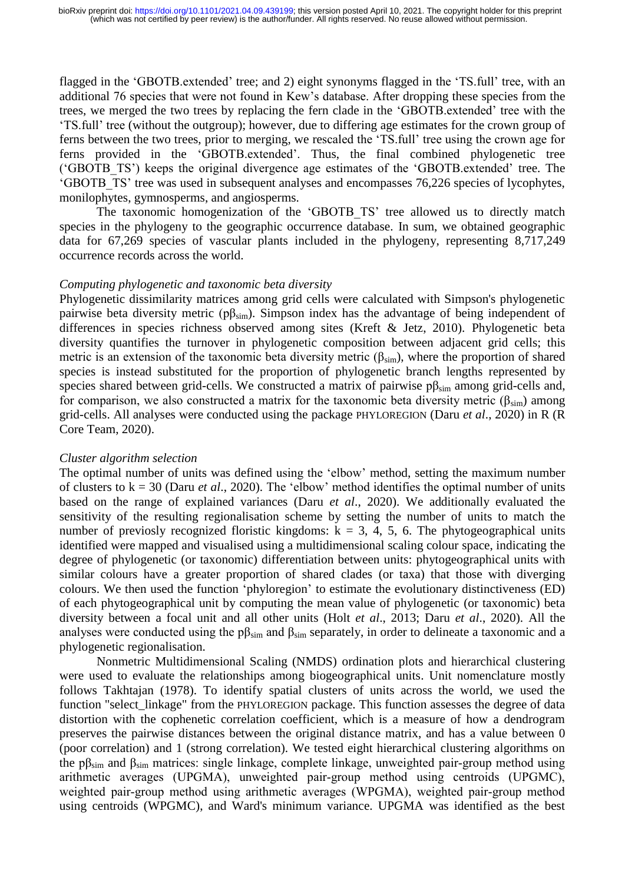flagged in the 'GBOTB.extended' tree; and 2) eight synonyms flagged in the 'TS.full' tree, with an additional 76 species that were not found in Kew's database. After dropping these species from the trees, we merged the two trees by replacing the fern clade in the 'GBOTB.extended' tree with the 'TS.full' tree (without the outgroup); however, due to differing age estimates for the crown group of ferns between the two trees, prior to merging, we rescaled the 'TS.full' tree using the crown age for ferns provided in the 'GBOTB.extended'. Thus, the final combined phylogenetic tree ('GBOTB_TS') keeps the original divergence age estimates of the 'GBOTB.extended' tree. The 'GBOTB_TS' tree was used in subsequent analyses and encompasses 76,226 species of lycophytes, monilophytes, gymnosperms, and angiosperms.

The taxonomic homogenization of the 'GBOTB_TS' tree allowed us to directly match species in the phylogeny to the geographic occurrence database. In sum, we obtained geographic data for 67,269 species of vascular plants included in the phylogeny, representing 8,717,249 occurrence records across the world.

### *Computing phylogenetic and taxonomic beta diversity*

Phylogenetic dissimilarity matrices among grid cells were calculated with Simpson's phylogenetic pairwise beta diversity metric ($p\beta_{sim}$). Simpson index has the advantage of being independent of differences in species richness observed among sites (Kreft & Jetz, 2010). Phylogenetic beta diversity quantifies the turnover in phylogenetic composition between adjacent grid cells; this metric is an extension of the taxonomic beta diversity metric ($\beta_{sim}$), where the proportion of shared species is instead substituted for the proportion of phylogenetic branch lengths represented by species shared between grid-cells. We constructed a matrix of pairwise $p\beta_{sim}$ among grid-cells and, for comparison, we also constructed a matrix for the taxonomic beta diversity metric ($\beta_{sim}$) among grid-cells. All analyses were conducted using the package PHYLOREGION (Daru *et al*., 2020) in R (R Core Team, 2020).

### *Cluster algorithm selection*

The optimal number of units was defined using the 'elbow' method, setting the maximum number of clusters to k = 30 (Daru *et al*., 2020). The 'elbow' method identifies the optimal number of units based on the range of explained variances (Daru *et al*., 2020). We additionally evaluated the sensitivity of the resulting regionalisation scheme by setting the number of units to match the number of previously recognized floristic kingdoms: k = 3, 4, 5, 6. The phytogeographical units identified were mapped and visualised using a multidimensional scaling colour space, indicating the degree of phylogenetic (or taxonomic) differentiation between units: phytogeographical units with similar colours have a greater proportion of shared clades (or taxa) that those with diverging colours. We then used the function 'phyloregion' to estimate the evolutionary distinctiveness (ED) of each phytogeographical unit by computing the mean value of phylogenetic (or taxonomic) beta diversity between a focal unit and all other units (Holt *et al*., 2013; Daru *et al*., 2020). All the analyses were conducted using the $p\beta_{sim}$ and $\beta_{sim}$ separately, in order to delineate a taxonomic and a phylogenetic regionalisation.

Nonmetric Multidimensional Scaling (NMDS) ordination plots and hierarchical clustering were used to evaluate the relationships among biogeographical units. Unit nomenclature mostly follows Takhtajan (1978). To identify spatial clusters of units across the world, we used the function "select_linkage" from the PHYLOREGION package. This function assesses the degree of data distortion with the cophenetic correlation coefficient, which is a measure of how a dendrogram preserves the pairwise distances between the original distance matrix, and has a value between 0 (poor correlation) and 1 (strong correlation). We tested eight hierarchical clustering algorithms on the $p\beta_{sim}$ and $\beta_{sim}$ matrices: single linkage, complete linkage, unweighted pair-group method using arithmetic averages (UPGMA), unweighted pair-group method using centroids (UPGMC), weighted pair-group method using arithmetic averages (WPGMA), weighted pair-group method using centroids (WPGMC), and Ward's minimum variance. UPGMA was identified as the best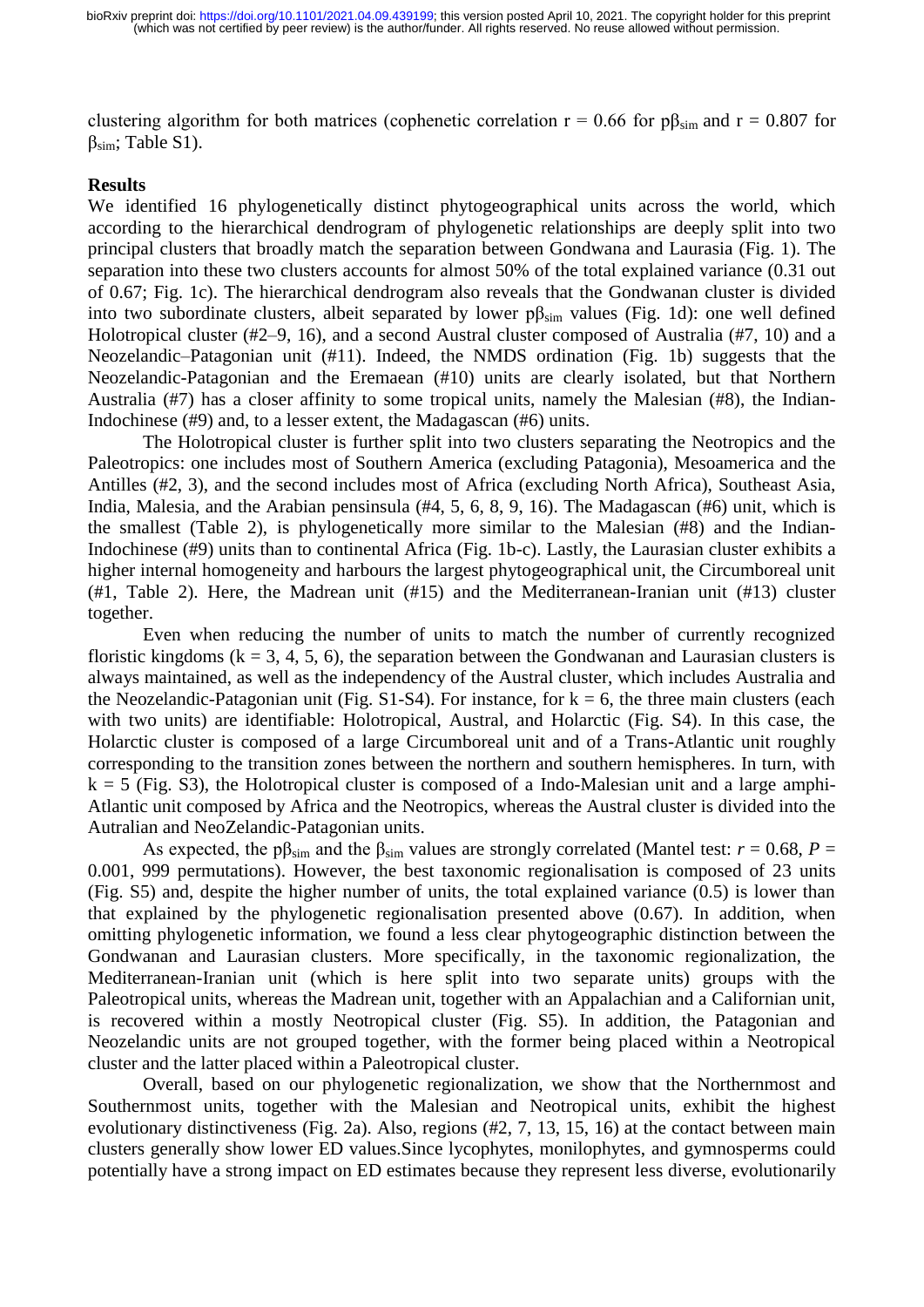clustering algorithm for both matrices (cophenetic correlation r = 0.66 for p$\beta_{sim}$ and r = 0.807 for $\beta_{sim}$; Table S1).

## Results

We identified 16 phylogenetically distinct phytogeographical units across the world, which according to the hierarchical dendrogram of phylogenetic relationships are deeply split into two principal clusters that broadly match the separation between Gondwana and Laurasia (Fig. 1). The separation into these two clusters accounts for almost 50% of the total explained variance (0.31 out of 0.67; Fig. 1c). The hierarchical dendrogram also reveals that the Gondwanan cluster is divided into two subordinate clusters, albeit separated by lower p$\beta_{sim}$ values (Fig. 1d): one well defined Holotropical cluster (#2–9, 16), and a second Austral cluster composed of Australia (#7, 10) and a Neozelandic–Patagonian unit (#11). Indeed, the NMDS ordination (Fig. 1b) suggests that the Neozelandic-Patagonian and the Eremaean (#10) units are clearly isolated, but that Northern Australia (#7) has a closer affinity to some tropical units, namely the Malesian (#8), the Indian-Indochinese (#9) and, to a lesser extent, the Madagascan (#6) units.

The Holotropical cluster is further split into two clusters separating the Neotropics and the Paleotropics: one includes most of Southern America (excluding Patagonia), Mesoamerica and the Antilles (#2, 3), and the second includes most of Africa (excluding North Africa), Southeast Asia, India, Malesia, and the Arabian pensinsula (#4, 5, 6, 8, 9, 16). The Madagascan (#6) unit, which is the smallest (Table 2), is phylogenetically more similar to the Malesian (#8) and the Indian-Indochinese (#9) units than to continental Africa (Fig. 1b-c). Lastly, the Laurasian cluster exhibits a higher internal homogeneity and harbours the largest phytogeographical unit, the Circumboreal unit (#1, Table 2). Here, the Madrean unit (#15) and the Mediterranean-Iranian unit (#13) cluster together.

Even when reducing the number of units to match the number of currently recognized floristic kingdoms (k = 3, 4, 5, 6), the separation between the Gondwanan and Laurasian clusters is always maintained, as well as the independency of the Austral cluster, which includes Australia and the Neozelandic-Patagonian unit (Fig. S1-S4). For instance, for k = 6, the three main clusters (each with two units) are identifiable: Holotropical, Austral, and Holarctic (Fig. S4). In this case, the Holarctic cluster is composed of a large Circumboreal unit and of a Trans-Atlantic unit roughly corresponding to the transition zones between the northern and southern hemispheres. In turn, with k = 5 (Fig. S3), the Holotropical cluster is composed of a Indo-Malesian unit and a large amphi-Atlantic unit composed by Africa and the Neotropics, whereas the Austral cluster is divided into the Autralian and NeoZelandic-Patagonian units.

As expected, the p$\beta_{sim}$ and the $\beta_{sim}$ values are strongly correlated (Mantel test: $r$ = 0.68, $P$ = 0.001, 999 permutations). However, the best taxonomic regionalisation is composed of 23 units (Fig. S5) and, despite the higher number of units, the total explained variance (0.5) is lower than that explained by the phylogenetic regionalisation presented above (0.67). In addition, when omitting phylogenetic information, we found a less clear phytogeographic distinction between the Gondwanan and Laurasian clusters. More specifically, in the taxonomic regionalization, the Mediterranean-Iranian unit (which is here split into two separate units) groups with the Paleotropical units, whereas the Madrean unit, together with an Appalachian and a Californian unit, is recovered within a mostly Neotropical cluster (Fig. S5). In addition, the Patagonian and Neozelandic units are not grouped together, with the former being placed within a Neotropical cluster and the latter placed within a Paleotropical cluster.

Overall, based on our phylogenetic regionalization, we show that the Northernmost and Southernmost units, together with the Malesian and Neotropical units, exhibit the highest evolutionary distinctiveness (Fig. 2a). Also, regions (#2, 7, 13, 15, 16) at the contact between main clusters generally show lower ED values.Since lycophytes, monilophytes, and gymnosperms could potentially have a strong impact on ED estimates because they represent less diverse, evolutionarily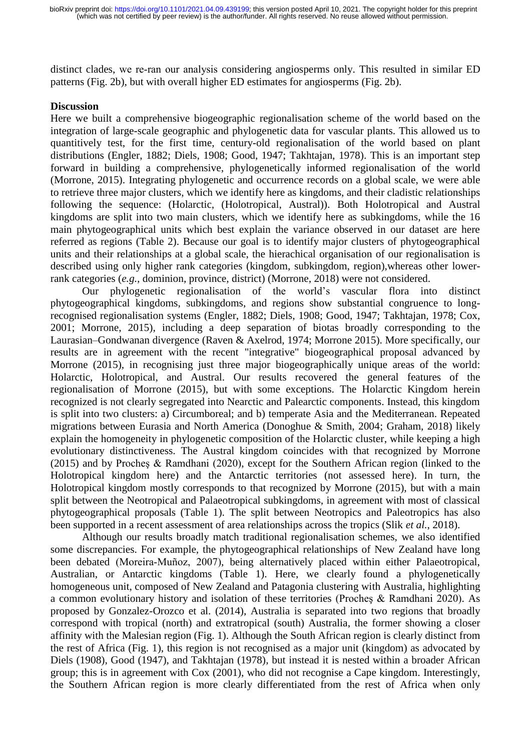distinct clades, we re-ran our analysis considering angiosperms only. This resulted in similar ED patterns (Fig. 2b), but with overall higher ED estimates for angiosperms (Fig. 2b).

## Discussion

Here we built a comprehensive biogeographic regionalisation scheme of the world based on the integration of large-scale geographic and phylogenetic data for vascular plants. This allowed us to quantitively test, for the first time, century-old regionalisation of the world based on plant distributions (Engler, 1882; Diels, 1908; Good, 1947; Takhtajan, 1978). This is an important step forward in building a comprehensive, phylogenetically informed regionalisation of the world (Morrone, 2015). Integrating phylogenetic and occurrence records on a global scale, we were able to retrieve three major clusters, which we identify here as kingdoms, and their cladistic relationships following the sequence: (Holarctic, (Holotropical, Austral)). Both Holotropical and Austral kingdoms are split into two main clusters, which we identify here as subkingdoms, while the 16 main phytogeographical units which best explain the variance observed in our dataset are here referred as regions (Table 2). Because our goal is to identify major clusters of phytogeographical units and their relationships at a global scale, the hierachical organisation of our regionalisation is described using only higher rank categories (kingdom, subkingdom, region),whereas other lower-rank categories (*e.g.,* dominion, province, district) (Morrone, 2018) were not considered.

Our phylogenetic regionalisation of the world's vascular flora into distinct phytogeographical kingdoms, subkingdoms, and regions show substantial congruence to long-recognised regionalisation systems (Engler, 1882; Diels, 1908; Good, 1947; Takhtajan, 1978; Cox, 2001; Morrone, 2015), including a deep separation of biotas broadly corresponding to the Laurasian–Gondwanan divergence (Raven & Axelrod, 1974; Morrone 2015). More specifically, our results are in agreement with the recent "integrative" biogeographical proposal advanced by Morrone (2015), in recognising just three major biogeographically unique areas of the world: Holarctic, Holotropical, and Austral. Our results recovered the general features of the regionalisation of Morrone (2015), but with some exceptions. The Holarctic Kingdom herein recognized is not clearly segregated into Nearctic and Palearctic components. Instead, this kingdom is split into two clusters: a) Circumboreal; and b) temperate Asia and the Mediterranean. Repeated migrations between Eurasia and North America (Donoghue & Smith, 2004; Graham, 2018) likely explain the homogeneity in phylogenetic composition of the Holarctic cluster, while keeping a high evolutionary distinctiveness. The Austral kingdom coincides with that recognized by Morrone (2015) and by Procheş & Ramdhani (2020), except for the Southern African region (linked to the Holotropical kingdom here) and the Antarctic territories (not assessed here). In turn, the Holotropical kingdom mostly corresponds to that recognized by Morrone (2015), but with a main split between the Neotropical and Palaeotropical subkingdoms, in agreement with most of classical phytogeographical proposals (Table 1). The split between Neotropics and Paleotropics has also been supported in a recent assessment of area relationships across the tropics (Slik *et al.*, 2018).

Although our results broadly match traditional regionalisation schemes, we also identified some discrepancies. For example, the phytogeographical relationships of New Zealand have long been debated (Moreira-Muñoz, 2007), being alternatively placed within either Palaeotropical, Australian, or Antarctic kingdoms (Table 1). Here, we clearly found a phylogenetically homogeneous unit, composed of New Zealand and Patagonia clustering with Australia, highlighting a common evolutionary history and isolation of these territories (Procheş & Ramdhani 2020). As proposed by Gonzalez-Orozco et al. (2014), Australia is separated into two regions that broadly correspond with tropical (north) and extratropical (south) Australia, the former showing a closer affinity with the Malesian region (Fig. 1). Although the South African region is clearly distinct from the rest of Africa (Fig. 1), this region is not recognised as a major unit (kingdom) as advocated by Diels (1908), Good (1947), and Takhtajan (1978), but instead it is nested within a broader African group; this is in agreement with Cox (2001), who did not recognise a Cape kingdom. Interestingly, the Southern African region is more clearly differentiated from the rest of Africa when only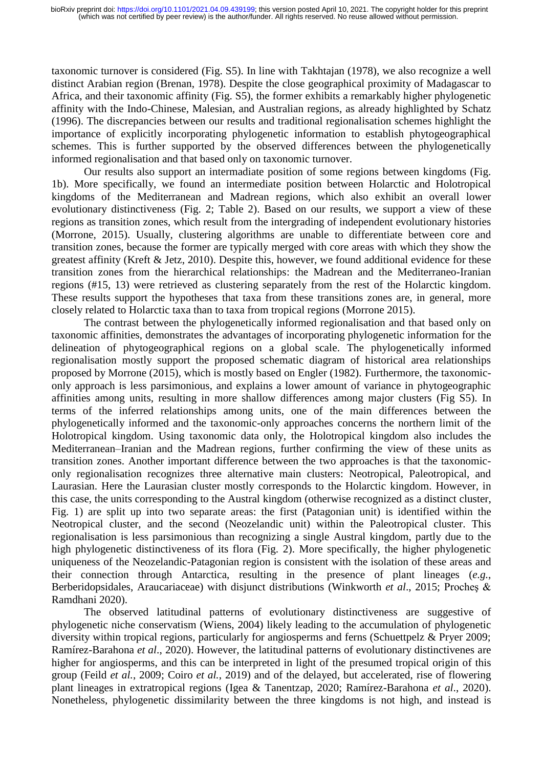taxonomic turnover is considered (Fig. S5). In line with Takhtajan (1978), we also recognize a well distinct Arabian region (Brenan, 1978). Despite the close geographical proximity of Madagascar to Africa, and their taxonomic affinity (Fig. S5), the former exhibits a remarkably higher phylogenetic affinity with the Indo-Chinese, Malesian, and Australian regions, as already highlighted by Schatz (1996). The discrepancies between our results and traditional regionalisation schemes highlight the importance of explicitly incorporating phylogenetic information to establish phytogeographical schemes. This is further supported by the observed differences between the phylogenetically informed regionalisation and that based only on taxonomic turnover.

Our results also support an intermadiate position of some regions between kingdoms (Fig. 1b). More specifically, we found an intermediate position between Holarctic and Holotropical kingdoms of the Mediterranean and Madrean regions, which also exhibit an overall lower evolutionary distinctiveness (Fig. 2; Table 2). Based on our results, we support a view of these regions as transition zones, which result from the intergrading of independent evolutionary histories (Morrone, 2015). Usually, clustering algorithms are unable to differentiate between core and transition zones, because the former are typically merged with core areas with which they show the greatest affinity (Kreft & Jetz, 2010). Despite this, however, we found additional evidence for these transition zones from the hierarchical relationships: the Madrean and the Mediterraneo-Iranian regions (#15, 13) were retrieved as clustering separately from the rest of the Holarctic kingdom. These results support the hypotheses that taxa from these transitions zones are, in general, more closely related to Holarctic taxa than to taxa from tropical regions (Morrone 2015).

The contrast between the phylogenetically informed regionalisation and that based only on taxonomic affinities, demonstrates the advantages of incorporating phylogenetic information for the delineation of phytogeographical regions on a global scale. The phylogenetically informed regionalisation mostly support the proposed schematic diagram of historical area relationships proposed by Morrone (2015), which is mostly based on Engler (1982). Furthermore, the taxonomic-only approach is less parsimonious, and explains a lower amount of variance in phytogeographic affinities among units, resulting in more shallow differences among major clusters (Fig S5). In terms of the inferred relationships among units, one of the main differences between the phylogenetically informed and the taxonomic-only approaches concerns the northern limit of the Holotropical kingdom. Using taxonomic data only, the Holotropical kingdom also includes the Mediterranean–Iranian and the Madrean regions, further confirming the view of these units as transition zones. Another important difference between the two approaches is that the taxonomic-only regionalisation recognizes three alternative main clusters: Neotropical, Paleotropical, and Laurasian. Here the Laurasian cluster mostly corresponds to the Holarctic kingdom. However, in this case, the units corresponding to the Austral kingdom (otherwise recognized as a distinct cluster, Fig. 1) are split up into two separate areas: the first (Patagonian unit) is identified within the Neotropical cluster, and the second (Neozelandic unit) within the Paleotropical cluster. This regionalisation is less parsimonious than recognizing a single Austral kingdom, partly due to the high phylogenetic distinctiveness of its flora (Fig. 2). More specifically, the higher phylogenetic uniqueness of the Neozelandic-Patagonian region is consistent with the isolation of these areas and their connection through Antarctica, resulting in the presence of plant lineages (*e.g.*, Berberidopsidales, Araucariaceae) with disjunct distributions (Winkworth *et al*., 2015; Procheş & Ramdhani 2020).

The observed latitudinal patterns of evolutionary distinctiveness are suggestive of phylogenetic niche conservatism (Wiens, 2004) likely leading to the accumulation of phylogenetic diversity within tropical regions, particularly for angiosperms and ferns (Schuettpelz & Pryer 2009; Ramírez-Barahona *et al*., 2020). However, the latitudinal patterns of evolutionary distinctivenes are higher for angiosperms, and this can be interpreted in light of the presumed tropical origin of this group (Feild *et al.*, 2009; Coiro *et al.*, 2019) and of the delayed, but accelerated, rise of flowering plant lineages in extratropical regions (Igea & Tanentzap, 2020; Ramírez-Barahona *et al*., 2020). Nonetheless, phylogenetic dissimilarity between the three kingdoms is not high, and instead is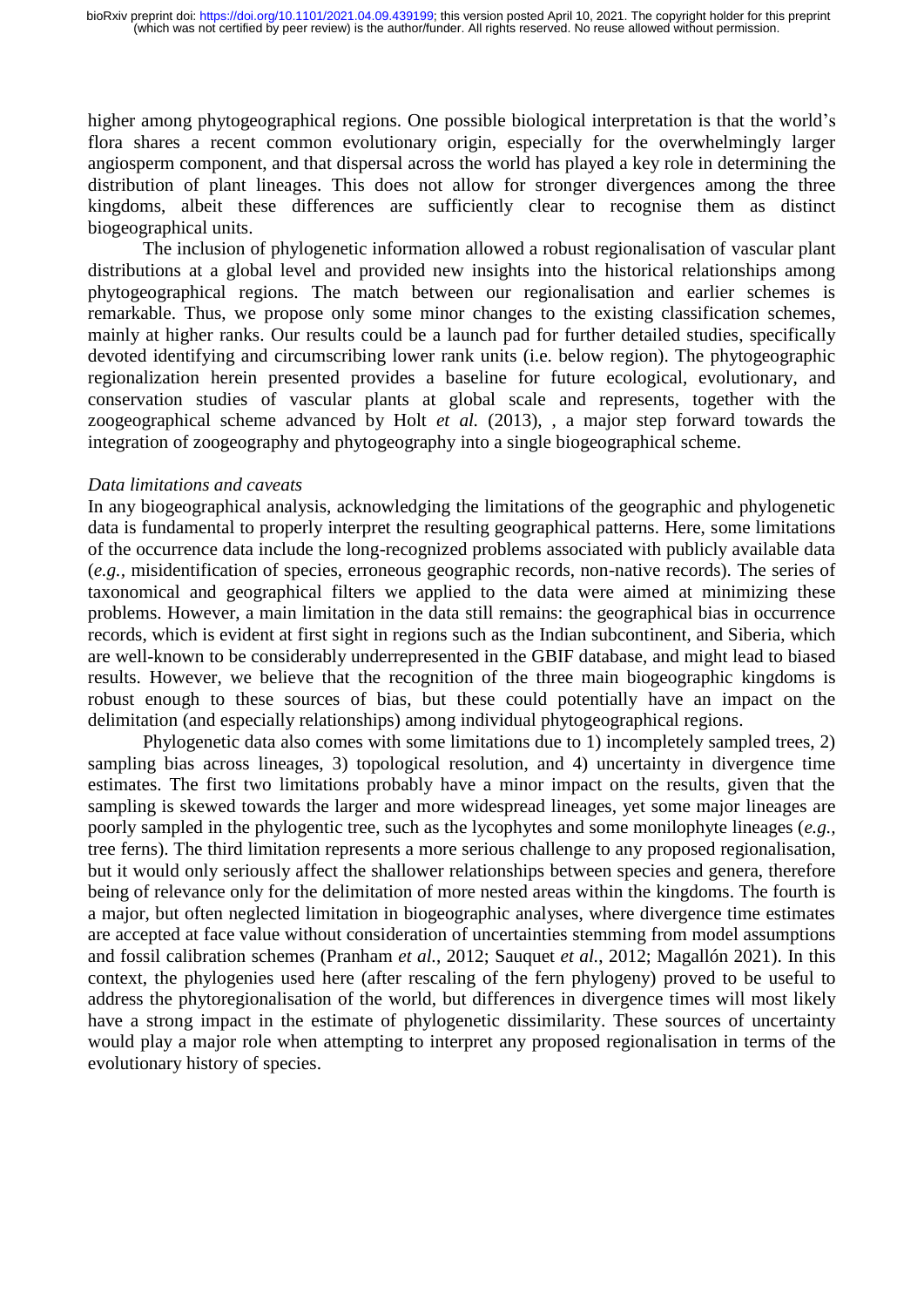higher among phytogeographical regions. One possible biological interpretation is that the world's flora shares a recent common evolutionary origin, especially for the overwhelmingly larger angiosperm component, and that dispersal across the world has played a key role in determining the distribution of plant lineages. This does not allow for stronger divergences among the three kingdoms, albeit these differences are sufficiently clear to recognise them as distinct biogeographical units.

The inclusion of phylogenetic information allowed a robust regionalisation of vascular plant distributions at a global level and provided new insights into the historical relationships among phytogeographical regions. The match between our regionalisation and earlier schemes is remarkable. Thus, we propose only some minor changes to the existing classification schemes, mainly at higher ranks. Our results could be a launch pad for further detailed studies, specifically devoted identifying and circumscribing lower rank units (i.e. below region). The phytogeographic regionalization herein presented provides a baseline for future ecological, evolutionary, and conservation studies of vascular plants at global scale and represents, together with the zoogeographical scheme advanced by Holt *et al.* (2013), , a major step forward towards the integration of zoogeography and phytogeography into a single biogeographical scheme.

*Data limitations and caveats*

In any biogeographical analysis, acknowledging the limitations of the geographic and phylogenetic data is fundamental to properly interpret the resulting geographical patterns. Here, some limitations of the occurrence data include the long-recognized problems associated with publicly available data (*e.g.*, misidentification of species, erroneous geographic records, non-native records). The series of taxonomical and geographical filters we applied to the data were aimed at minimizing these problems. However, a main limitation in the data still remains: the geographical bias in occurrence records, which is evident at first sight in regions such as the Indian subcontinent, and Siberia, which are well-known to be considerably underrepresented in the GBIF database, and might lead to biased results. However, we believe that the recognition of the three main biogeographic kingdoms is robust enough to these sources of bias, but these could potentially have an impact on the delimitation (and especially relationships) among individual phytogeographical regions.

Phylogenetic data also comes with some limitations due to 1) incompletely sampled trees, 2) sampling bias across lineages, 3) topological resolution, and 4) uncertainty in divergence time estimates. The first two limitations probably have a minor impact on the results, given that the sampling is skewed towards the larger and more widespread lineages, yet some major lineages are poorly sampled in the phylogentic tree, such as the lycophytes and some monilophyte lineages (*e.g.*, tree ferns). The third limitation represents a more serious challenge to any proposed regionalisation, but it would only seriously affect the shallower relationships between species and genera, therefore being of relevance only for the delimitation of more nested areas within the kingdoms. The fourth is a major, but often neglected limitation in biogeographic analyses, where divergence time estimates are accepted at face value without consideration of uncertainties stemming from model assumptions and fossil calibration schemes (Pranham *et al.*, 2012; Sauquet *et al.*, 2012; Magallón 2021). In this context, the phylogenies used here (after rescaling of the fern phylogeny) proved to be useful to address the phytoregionalisation of the world, but differences in divergence times will most likely have a strong impact in the estimate of phylogenetic dissimilarity. These sources of uncertainty would play a major role when attempting to interpret any proposed regionalisation in terms of the evolutionary history of species.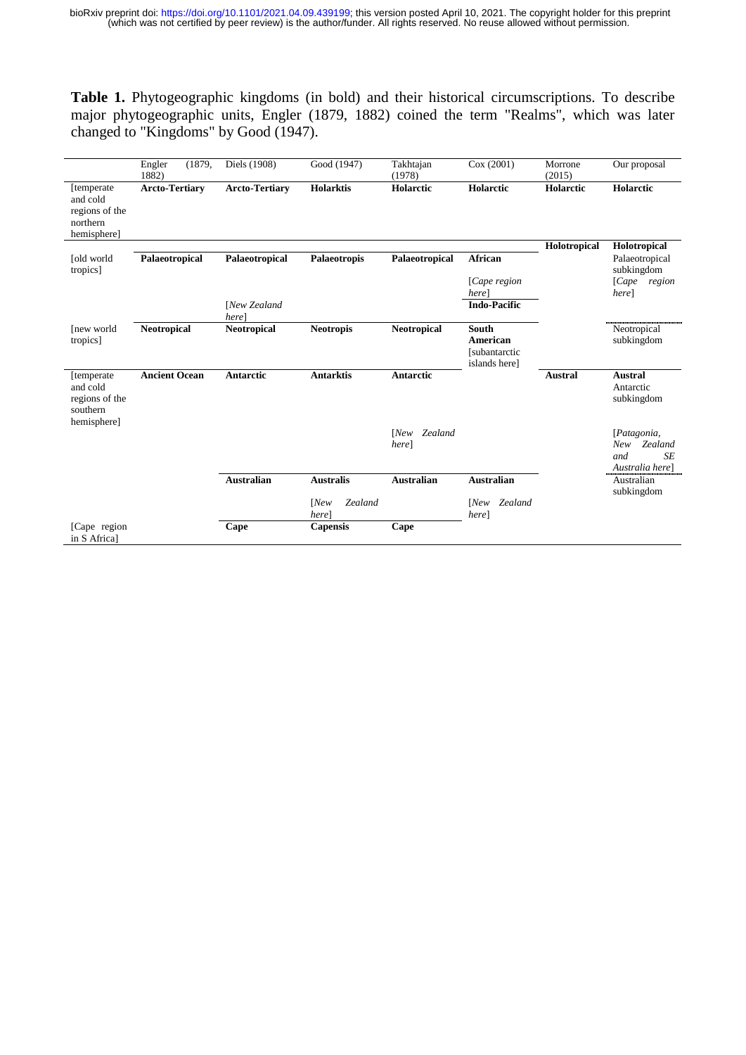**Table 1.** Phytogeographic kingdoms (in bold) and their historical circumscriptions. To describe major phytogeographic units, Engler (1879, 1882) coined the term "Realms", which was later changed to "Kingdoms" by Good (1947).

| | Engler (1879, 1882) | Diels (1908) | Good (1947) | Takhtajan (1978) | Cox (2001) | Morrone (2015) | Our proposal |
|---|---|---|---|---|---|---|---|
| [temperate and cold regions of the northern hemisphere] | **Arcto-Tertiary** | **Arcto-Tertiary** | **Holarktis** | **Holarctic** | **Holarctic** | **Holarctic** | **Holarctic** |
| | | | | | | **Holotropical** | **Holotropical** |
| [old world tropics] | **Palaeotropical** | **Palaeotropical** | **Palaeotropis** | **Palaeotropical** | **African** [*Cape region here*] | | Palaeotropical subkingdom [*Cape region here*] |
| | | [*New Zealand here*] | | | **Indo-Pacific** | | |
| [new world tropics] | **Neotropical** | **Neotropical** | **Neotropis** | **Neotropical** | **South American** [subantarctic islands here] | | Neotropical subkingdom |
| [temperate and cold regions of the southern hemisphere] | **Ancient Ocean** | **Antarctic** | **Antarktis** | **Antarctic** | | **Austral** | **Austral** Antarctic subkingdom |
| | | | | [*New Zealand here*] | | | [*Patagonia, New Zealand and SE Australia here*] |
| | | **Australian** | **Australis** | **Australian** | **Australian** | | Australian subkingdom |
| | | | [*New Zealand here*] | | [*New Zealand here*] | | |
| [Cape region in S Africa] | | **Cape** | **Capensis** | **Cape** | | | |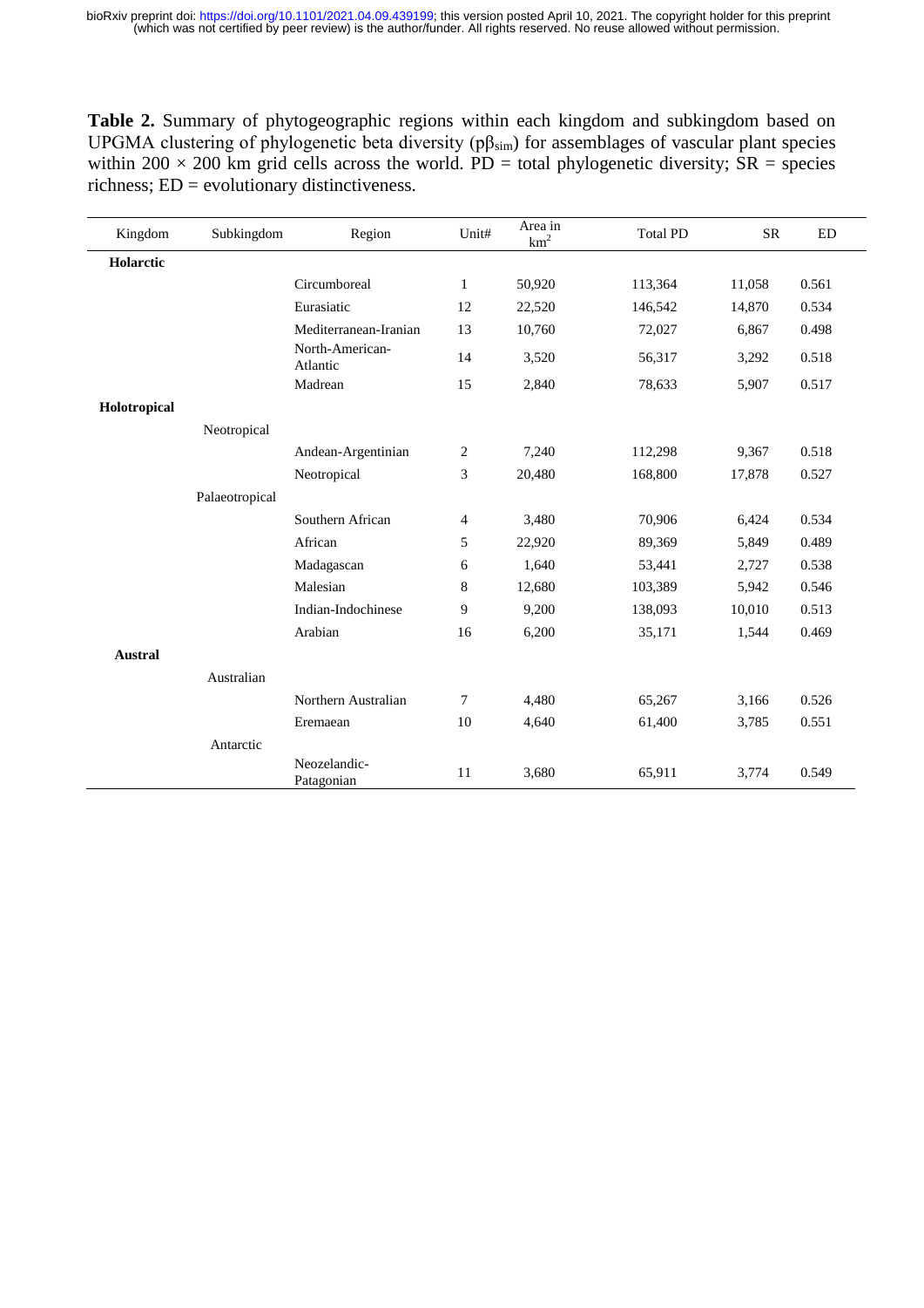**Table 2.** Summary of phytogeographic regions within each kingdom and subkingdom based on UPGMA clustering of phylogenetic beta diversity ($p\beta_{sim}$) for assemblages of vascular plant species within 200 × 200 km grid cells across the world. PD = total phylogenetic diversity; SR = species richness; ED = evolutionary distinctiveness.

| Kingdom | Subkingdom | Region | Unit# | Area in km$^2$ | Total PD | SR | ED |
|---|---|---|---|---|---|---|---|
| **Holarctic** | | | | | | | |
| | | Circumboreal | 1 | 50,920 | 113,364 | 11,058 | 0.561 |
| | | Eurasiatic | 12 | 22,520 | 146,542 | 14,870 | 0.534 |
| | | Mediterranean-Iranian | 13 | 10,760 | 72,027 | 6,867 | 0.498 |
| | | North-American-Atlantic | 14 | 3,520 | 56,317 | 3,292 | 0.518 |
| | | Madrean | 15 | 2,840 | 78,633 | 5,907 | 0.517 |
| **Holotropical** | | | | | | | |
| | Neotropical | | | | | | |
| | | Andean-Argentinian | 2 | 7,240 | 112,298 | 9,367 | 0.518 |
| | | Neotropical | 3 | 20,480 | 168,800 | 17,878 | 0.527 |
| | Palaeotropical | | | | | | |
| | | Southern African | 4 | 3,480 | 70,906 | 6,424 | 0.534 |
| | | African | 5 | 22,920 | 89,369 | 5,849 | 0.489 |
| | | Madagascan | 6 | 1,640 | 53,441 | 2,727 | 0.538 |
| | | Malesian | 8 | 12,680 | 103,389 | 5,942 | 0.546 |
| | | Indian-Indochinese | 9 | 9,200 | 138,093 | 10,010 | 0.513 |
| | | Arabian | 16 | 6,200 | 35,171 | 1,544 | 0.469 |
| **Austral** | | | | | | | |
| | Australian | | | | | | |
| | | Northern Australian | 7 | 4,480 | 65,267 | 3,166 | 0.526 |
| | | Eremaean | 10 | 4,640 | 61,400 | 3,785 | 0.551 |
| | Antarctic | | | | | | |
| | | Neozelandic-Patagonian | 11 | 3,680 | 65,911 | 3,774 | 0.549 |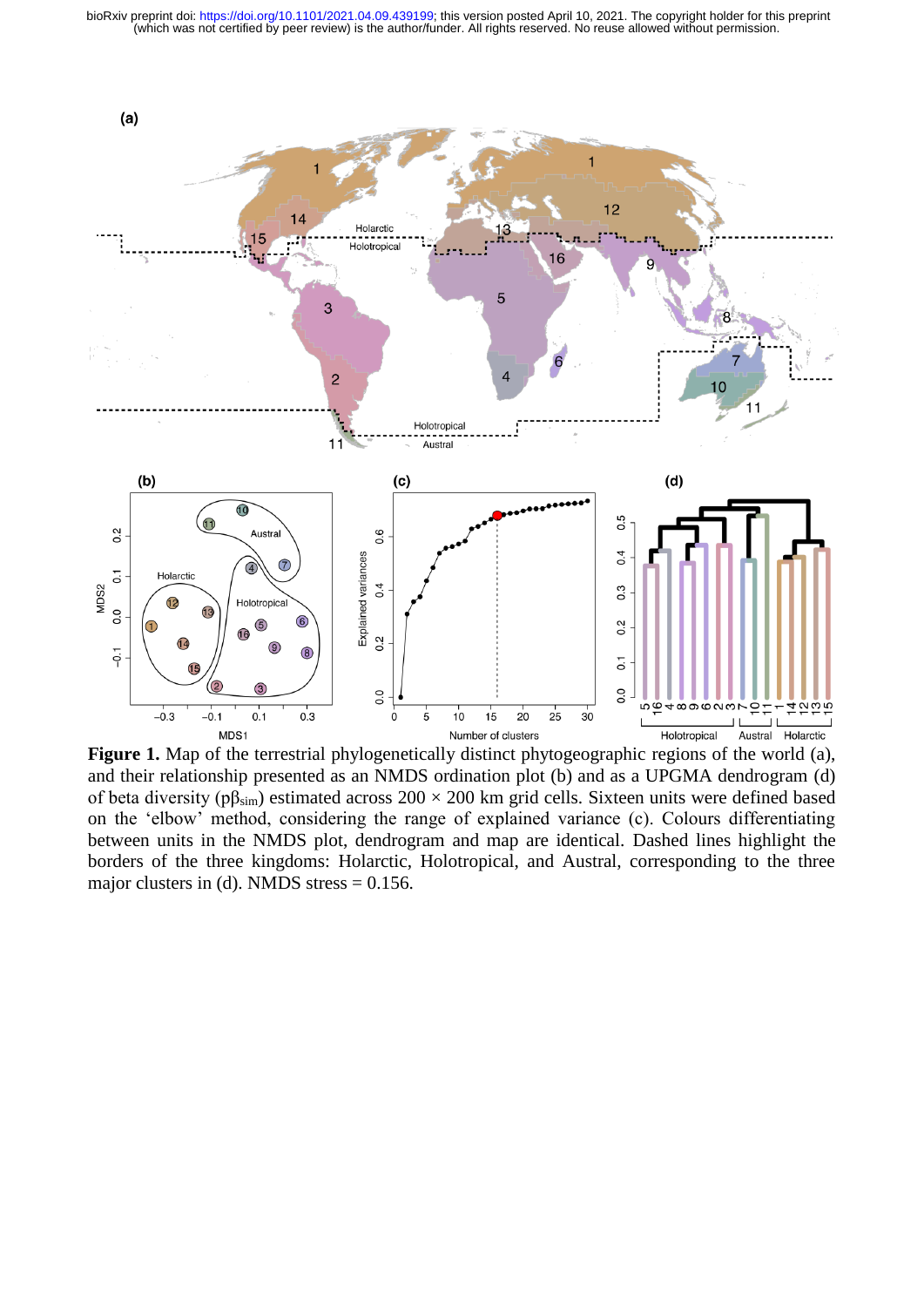**Figure 1.** Map of the terrestrial phylogenetically distinct phytogeographic regions of the world (a), and their relationship presented as an NMDS ordination plot (b) and as a UPGMA dendrogram (d) of beta diversity ($p\beta_{sim}$) estimated across 200 × 200 km grid cells. Sixteen units were defined based on the 'elbow' method, considering the range of explained variance (c). Colours differentiating between units in the NMDS plot, dendrogram and map are identical. Dashed lines highlight the borders of the three kingdoms: Holarctic, Holotropical, and Austral, corresponding to the three major clusters in (d). NMDS stress = 0.156.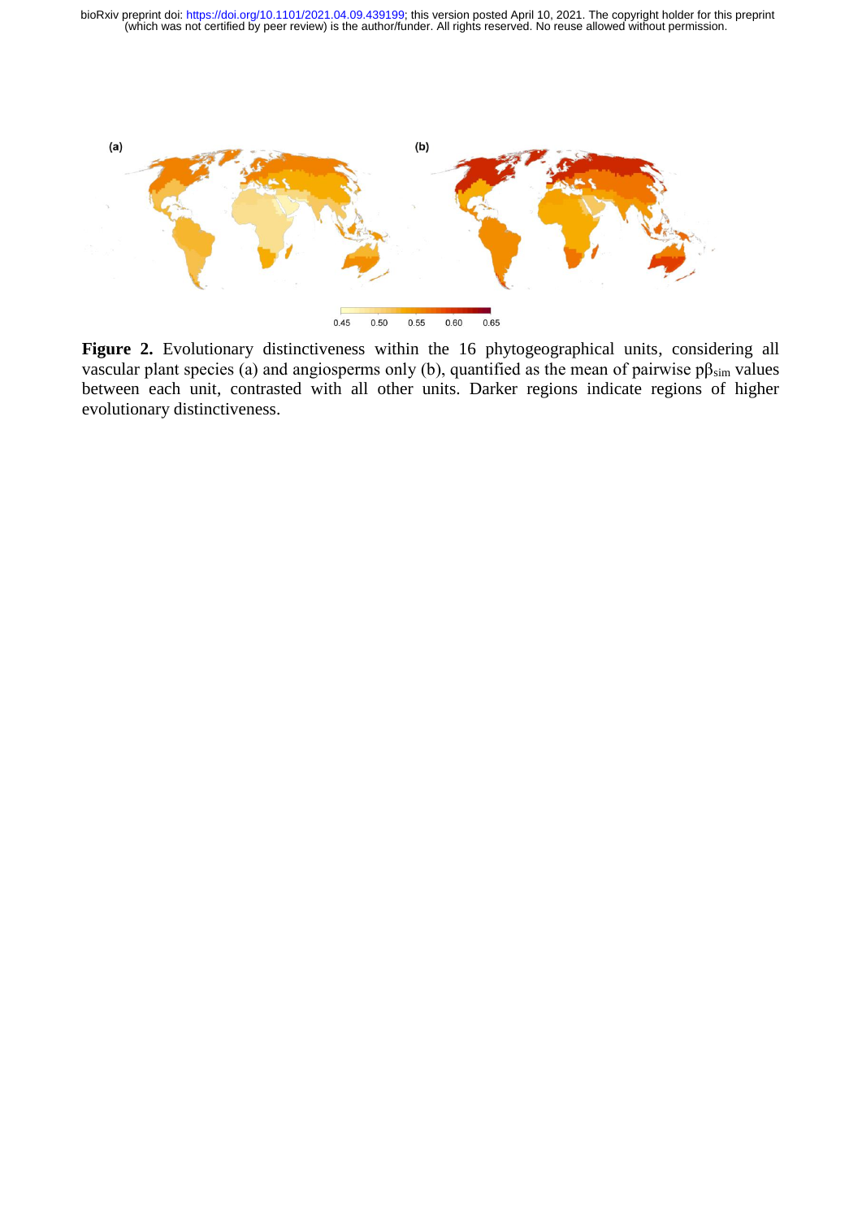**Figure 2.** Evolutionary distinctiveness within the 16 phytogeographical units, considering all vascular plant species (a) and angiosperms only (b), quantified as the mean of pairwise $p\beta_{sim}$ values between each unit, contrasted with all other units. Darker regions indicate regions of higher evolutionary distinctiveness.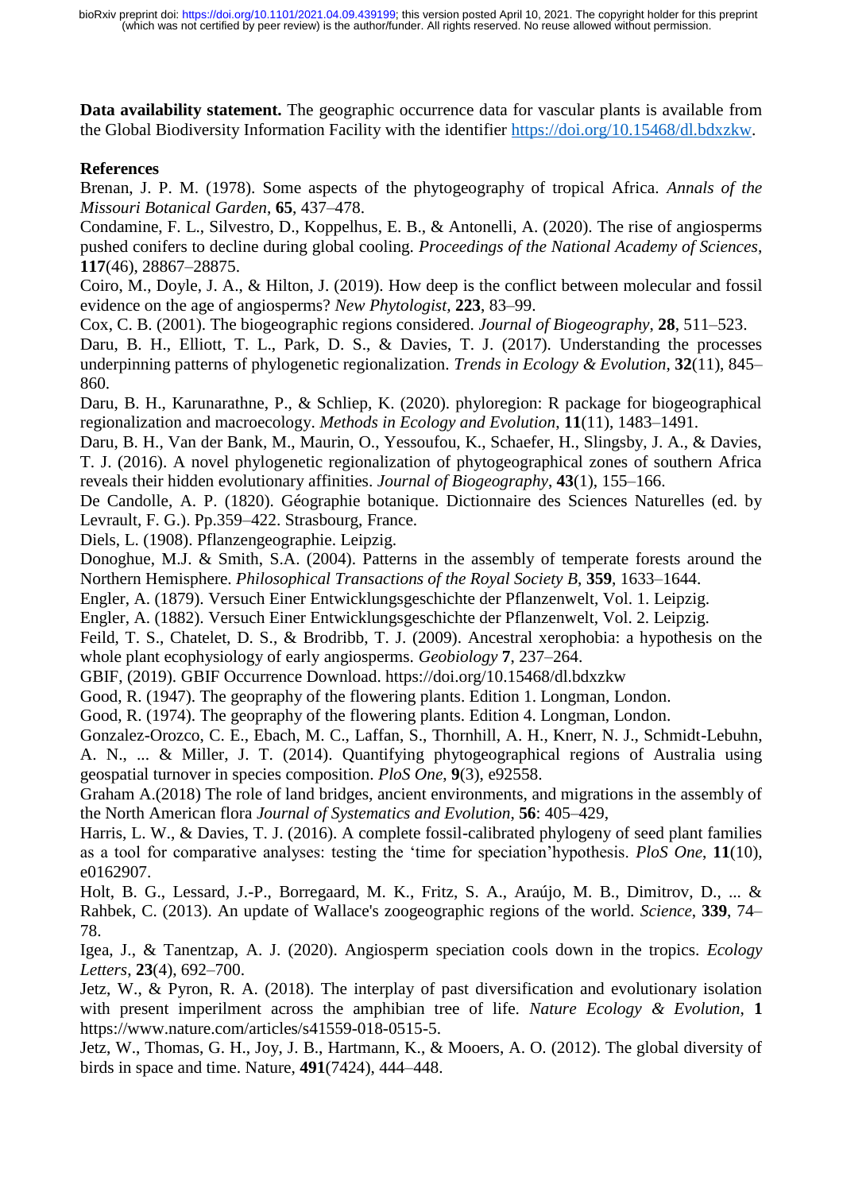**Data availability statement.** The geographic occurrence data for vascular plants is available from the Global Biodiversity Information Facility with the identifier https://doi.org/10.15468/dl.bdxzkw.

**References**

Brenan, J. P. M. (1978). Some aspects of the phytogeography of tropical Africa. *Annals of the Missouri Botanical Garden*, **65**, 437–478.

Condamine, F. L., Silvestro, D., Koppelhus, E. B., & Antonelli, A. (2020). The rise of angiosperms pushed conifers to decline during global cooling. *Proceedings of the National Academy of Sciences*, **117**(46), 28867–28875.

Coiro, M., Doyle, J. A., & Hilton, J. (2019). How deep is the conflict between molecular and fossil evidence on the age of angiosperms? *New Phytologist*, **223**, 83–99.

Cox, C. B. (2001). The biogeographic regions considered. *Journal of Biogeography*, **28**, 511–523.

Daru, B. H., Elliott, T. L., Park, D. S., & Davies, T. J. (2017). Understanding the processes underpinning patterns of phylogenetic regionalization. *Trends in Ecology & Evolution*, **32**(11), 845–860.

Daru, B. H., Karunarathne, P., & Schliep, K. (2020). phyloregion: R package for biogeographical regionalization and macroecology. *Methods in Ecology and Evolution*, **11**(11), 1483–1491.

Daru, B. H., Van der Bank, M., Maurin, O., Yessoufou, K., Schaefer, H., Slingsby, J. A., & Davies, T. J. (2016). A novel phylogenetic regionalization of phytogeographical zones of southern Africa reveals their hidden evolutionary affinities. *Journal of Biogeography*, **43**(1), 155–166.

De Candolle, A. P. (1820). Géographie botanique. Dictionnaire des Sciences Naturelles (ed. by Levrault, F. G.). Pp.359–422. Strasbourg, France.

Diels, L. (1908). Pflanzengeographie. Leipzig.

Donoghue, M.J. & Smith, S.A. (2004). Patterns in the assembly of temperate forests around the Northern Hemisphere. *Philosophical Transactions of the Royal Society B*, **359**, 1633–1644.

Engler, A. (1879). Versuch Einer Entwicklungsgeschichte der Pflanzenwelt, Vol. 1. Leipzig.

Engler, A. (1882). Versuch Einer Entwicklungsgeschichte der Pflanzenwelt, Vol. 2. Leipzig.

Feild, T. S., Chatelet, D. S., & Brodribb, T. J. (2009). Ancestral xerophobia: a hypothesis on the whole plant ecophysiology of early angiosperms. *Geobiology* **7**, 237–264.

GBIF, (2019). GBIF Occurrence Download. https://doi.org/10.15468/dl.bdxzkw

Good, R. (1947). The geopraphy of the flowering plants. Edition 1. Longman, London.

Good, R. (1974). The geopraphy of the flowering plants. Edition 4. Longman, London.

Gonzalez-Orozco, C. E., Ebach, M. C., Laffan, S., Thornhill, A. H., Knerr, N. J., Schmidt-Lebuhn, A. N., ... & Miller, J. T. (2014). Quantifying phytogeographical regions of Australia using geospatial turnover in species composition. *PloS One*, **9**(3), e92558.

Graham A.(2018) The role of land bridges, ancient environments, and migrations in the assembly of the North American flora *Journal of Systematics and Evolution*, **56**: 405–429,

Harris, L. W., & Davies, T. J. (2016). A complete fossil-calibrated phylogeny of seed plant families as a tool for comparative analyses: testing the 'time for speciation'hypothesis. *PloS One*, **11**(10), e0162907.

Holt, B. G., Lessard, J.-P., Borregaard, M. K., Fritz, S. A., Araújo, M. B., Dimitrov, D., ... & Rahbek, C. (2013). An update of Wallace's zoogeographic regions of the world. *Science*, **339**, 74–78.

Igea, J., & Tanentzap, A. J. (2020). Angiosperm speciation cools down in the tropics. *Ecology Letters*, **23**(4), 692–700.

Jetz, W., & Pyron, R. A. (2018). The interplay of past diversification and evolutionary isolation with present imperilment across the amphibian tree of life. *Nature Ecology & Evolution*, **1** https://www.nature.com/articles/s41559-018-0515-5.

Jetz, W., Thomas, G. H., Joy, J. B., Hartmann, K., & Mooers, A. O. (2012). The global diversity of birds in space and time. Nature, **491**(7424), 444–448.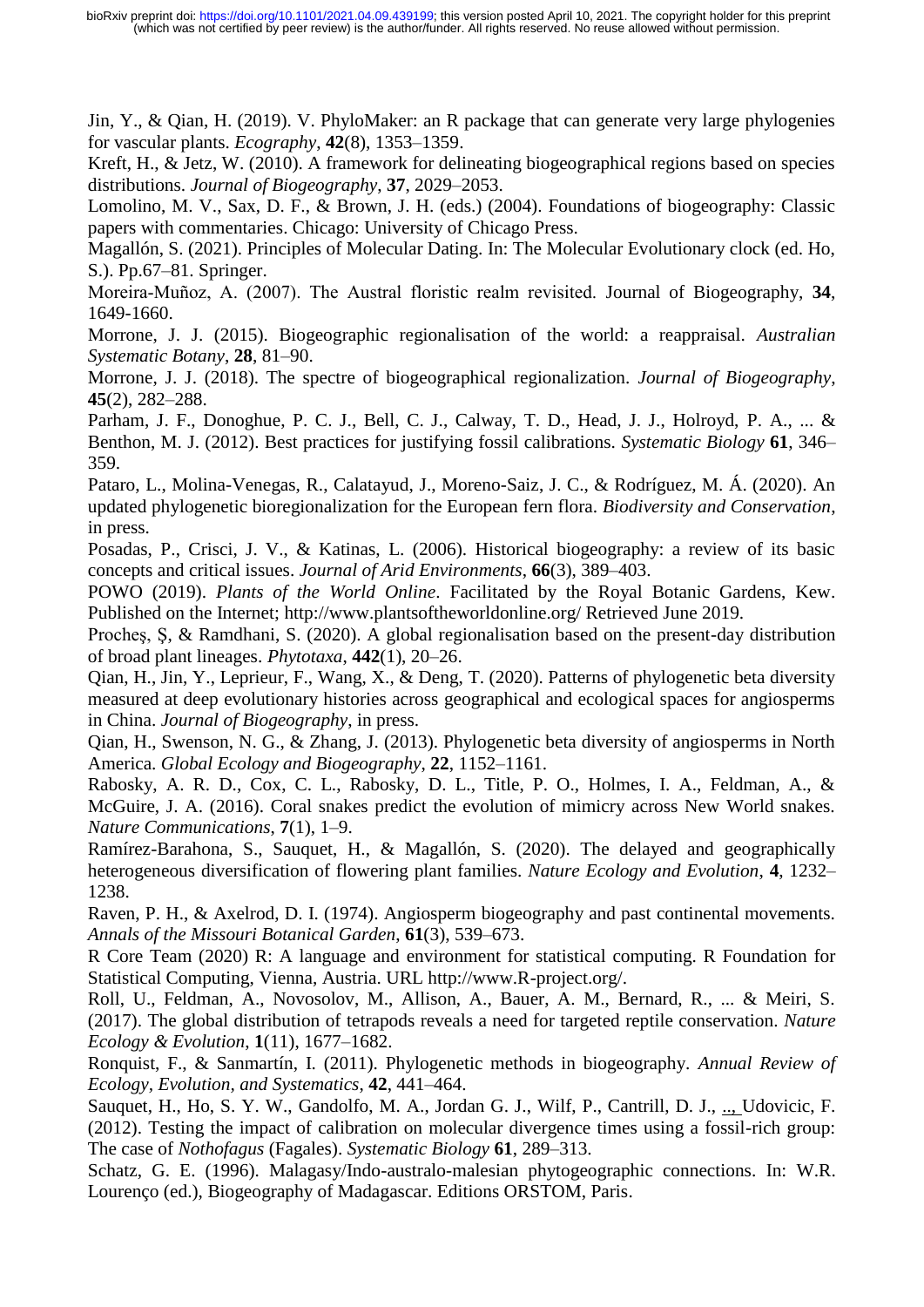Jin, Y., & Qian, H. (2019). V. PhyloMaker: an R package that can generate very large phylogenies for vascular plants. *Ecography*, **42**(8), 1353–1359.

Kreft, H., & Jetz, W. (2010). A framework for delineating biogeographical regions based on species distributions. *Journal of Biogeography*, **37**, 2029–2053.

Lomolino, M. V., Sax, D. F., & Brown, J. H. (eds.) (2004). Foundations of biogeography: Classic papers with commentaries. Chicago: University of Chicago Press.

Magallón, S. (2021). Principles of Molecular Dating. In: The Molecular Evolutionary clock (ed. Ho, S.). Pp.67–81. Springer.

Moreira-Muñoz, A. (2007). The Austral floristic realm revisited. Journal of Biogeography, **34**, 1649-1660.

Morrone, J. J. (2015). Biogeographic regionalisation of the world: a reappraisal. *Australian Systematic Botany*, **28**, 81–90.

Morrone, J. J. (2018). The spectre of biogeographical regionalization. *Journal of Biogeography*, **45**(2), 282–288.

Parham, J. F., Donoghue, P. C. J., Bell, C. J., Calway, T. D., Head, J. J., Holroyd, P. A., ... & Benthon, M. J. (2012). Best practices for justifying fossil calibrations. *Systematic Biology* **61**, 346–359.

Pataro, L., Molina-Venegas, R., Calatayud, J., Moreno-Saiz, J. C., & Rodríguez, M. Á. (2020). An updated phylogenetic bioregionalization for the European fern flora. *Biodiversity and Conservation*, in press.

Posadas, P., Crisci, J. V., & Katinas, L. (2006). Historical biogeography: a review of its basic concepts and critical issues. *Journal of Arid Environments*, **66**(3), 389–403.

POWO (2019). *Plants of the World Online*. Facilitated by the Royal Botanic Gardens, Kew. Published on the Internet; http://www.plantsoftheworldonline.org/ Retrieved June 2019.

Procheş, Ş, & Ramdhani, S. (2020). A global regionalisation based on the present-day distribution of broad plant lineages. *Phytotaxa*, **442**(1), 20–26.

Qian, H., Jin, Y., Leprieur, F., Wang, X., & Deng, T. (2020). Patterns of phylogenetic beta diversity measured at deep evolutionary histories across geographical and ecological spaces for angiosperms in China. *Journal of Biogeography*, in press.

Qian, H., Swenson, N. G., & Zhang, J. (2013). Phylogenetic beta diversity of angiosperms in North America. *Global Ecology and Biogeography*, **22**, 1152–1161.

Rabosky, A. R. D., Cox, C. L., Rabosky, D. L., Title, P. O., Holmes, I. A., Feldman, A., & McGuire, J. A. (2016). Coral snakes predict the evolution of mimicry across New World snakes. *Nature Communications*, **7**(1), 1–9.

Ramírez-Barahona, S., Sauquet, H., & Magallón, S. (2020). The delayed and geographically heterogeneous diversification of flowering plant families. *Nature Ecology and Evolution*, **4**, 1232–1238.

Raven, P. H., & Axelrod, D. I. (1974). Angiosperm biogeography and past continental movements. *Annals of the Missouri Botanical Garden*, **61**(3), 539–673.

R Core Team (2020) R: A language and environment for statistical computing. R Foundation for Statistical Computing, Vienna, Austria. URL http://www.R-project.org/.

Roll, U., Feldman, A., Novosolov, M., Allison, A., Bauer, A. M., Bernard, R., ... & Meiri, S. (2017). The global distribution of tetrapods reveals a need for targeted reptile conservation. *Nature Ecology & Evolution*, **1**(11), 1677–1682.

Ronquist, F., & Sanmartín, I. (2011). Phylogenetic methods in biogeography. *Annual Review of Ecology, Evolution, and Systematics*, **42**, 441–464.

Sauquet, H., Ho, S. Y. W., Gandolfo, M. A., Jordan G. J., Wilf, P., Cantrill, D. J., .., Udovicic, F. (2012). Testing the impact of calibration on molecular divergence times using a fossil-rich group: The case of *Nothofagus* (Fagales). *Systematic Biology* **61**, 289–313.

Schatz, G. E. (1996). Malagasy/Indo-australo-malesian phytogeographic connections. In: W.R. Lourenço (ed.), Biogeography of Madagascar. Editions ORSTOM, Paris.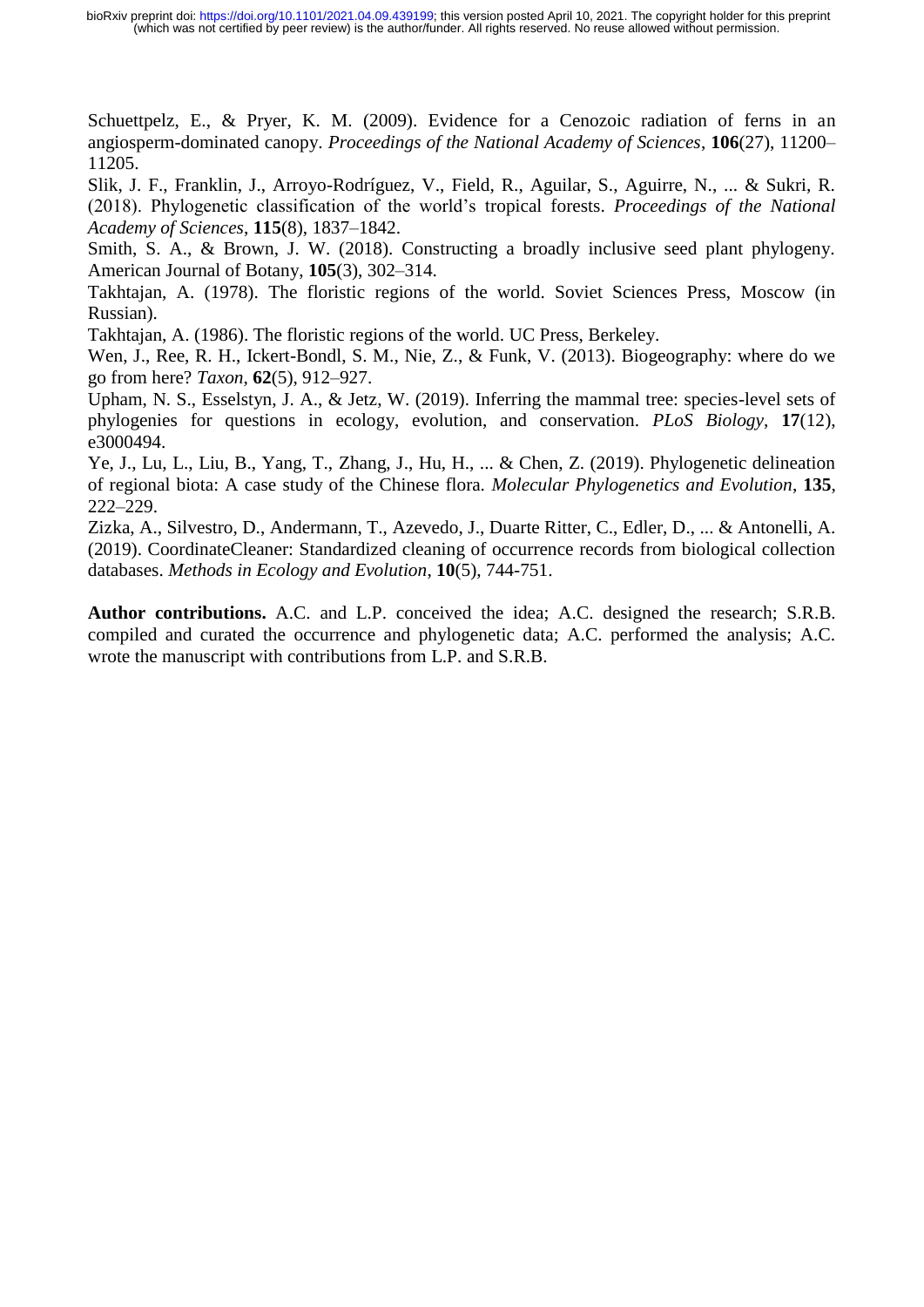Schuettpelz, E., & Pryer, K. M. (2009). Evidence for a Cenozoic radiation of ferns in an angiosperm-dominated canopy. *Proceedings of the National Academy of Sciences*, **106**(27), 11200–11205.

Slik, J. F., Franklin, J., Arroyo-Rodríguez, V., Field, R., Aguilar, S., Aguirre, N., ... & Sukri, R. (2018). Phylogenetic classification of the world's tropical forests. *Proceedings of the National Academy of Sciences*, **115**(8), 1837–1842.

Smith, S. A., & Brown, J. W. (2018). Constructing a broadly inclusive seed plant phylogeny. American Journal of Botany, **105**(3), 302–314.

Takhtajan, A. (1978). The floristic regions of the world. Soviet Sciences Press, Moscow (in Russian).

Takhtajan, A. (1986). The floristic regions of the world. UC Press, Berkeley.

Wen, J., Ree, R. H., Ickert-Bondl, S. M., Nie, Z., & Funk, V. (2013). Biogeography: where do we go from here? *Taxon*, **62**(5), 912–927.

Upham, N. S., Esselstyn, J. A., & Jetz, W. (2019). Inferring the mammal tree: species-level sets of phylogenies for questions in ecology, evolution, and conservation. *PLoS Biology*, **17**(12), e3000494.

Ye, J., Lu, L., Liu, B., Yang, T., Zhang, J., Hu, H., ... & Chen, Z. (2019). Phylogenetic delineation of regional biota: A case study of the Chinese flora. *Molecular Phylogenetics and Evolution*, **135**, 222–229.

Zizka, A., Silvestro, D., Andermann, T., Azevedo, J., Duarte Ritter, C., Edler, D., ... & Antonelli, A. (2019). CoordinateCleaner: Standardized cleaning of occurrence records from biological collection databases. *Methods in Ecology and Evolution*, **10**(5), 744-751.

**Author contributions.** A.C. and L.P. conceived the idea; A.C. designed the research; S.R.B. compiled and curated the occurrence and phylogenetic data; A.C. performed the analysis; A.C. wrote the manuscript with contributions from L.P. and S.R.B.